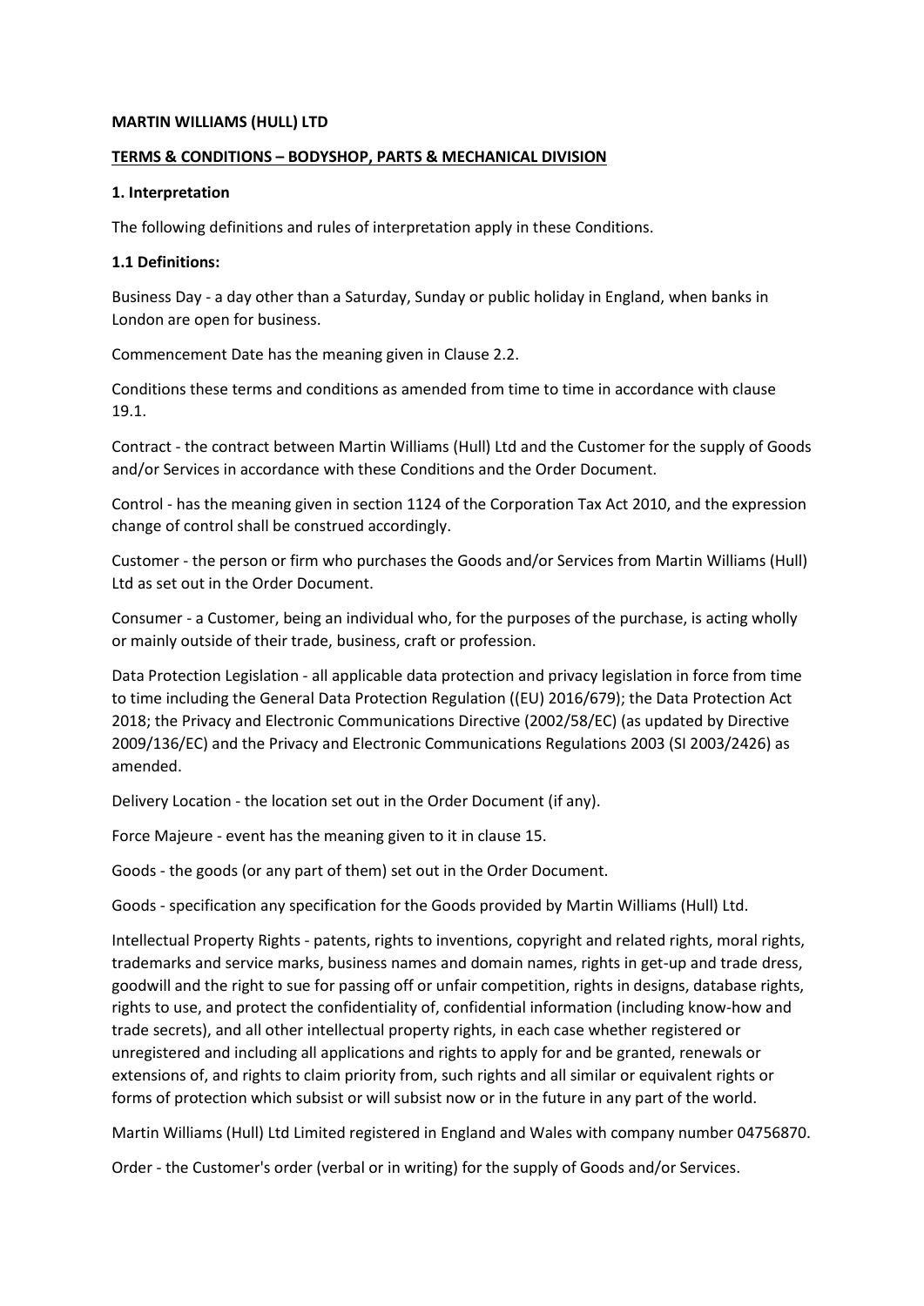**MARTIN WILLIAMS (HULL) LTD**

**TERMS & CONDITIONS – BODYSHOP, PARTS & MECHANICAL DIVISION**

**1. Interpretation**

The following definitions and rules of interpretation apply in these Conditions.

**1.1 Definitions:**

Business Day - a day other than a Saturday, Sunday or public holiday in England, when banks in London are open for business.

Commencement Date has the meaning given in Clause 2.2.

Conditions these terms and conditions as amended from time to time in accordance with clause 19.1.

Contract - the contract between Martin Williams (Hull) Ltd and the Customer for the supply of Goods and/or Services in accordance with these Conditions and the Order Document.

Control - has the meaning given in section 1124 of the Corporation Tax Act 2010, and the expression change of control shall be construed accordingly.

Customer - the person or firm who purchases the Goods and/or Services from Martin Williams (Hull) Ltd as set out in the Order Document.

Consumer - a Customer, being an individual who, for the purposes of the purchase, is acting wholly or mainly outside of their trade, business, craft or profession.

Data Protection Legislation - all applicable data protection and privacy legislation in force from time to time including the General Data Protection Regulation ((EU) 2016/679); the Data Protection Act 2018; the Privacy and Electronic Communications Directive (2002/58/EC) (as updated by Directive 2009/136/EC) and the Privacy and Electronic Communications Regulations 2003 (SI 2003/2426) as amended.

Delivery Location - the location set out in the Order Document (if any).

Force Majeure - event has the meaning given to it in clause 15.

Goods - the goods (or any part of them) set out in the Order Document.

Goods - specification any specification for the Goods provided by Martin Williams (Hull) Ltd.

Intellectual Property Rights - patents, rights to inventions, copyright and related rights, moral rights, trademarks and service marks, business names and domain names, rights in get-up and trade dress, goodwill and the right to sue for passing off or unfair competition, rights in designs, database rights, rights to use, and protect the confidentiality of, confidential information (including know-how and trade secrets), and all other intellectual property rights, in each case whether registered or unregistered and including all applications and rights to apply for and be granted, renewals or extensions of, and rights to claim priority from, such rights and all similar or equivalent rights or forms of protection which subsist or will subsist now or in the future in any part of the world.

Martin Williams (Hull) Ltd Limited registered in England and Wales with company number 04756870.

Order - the Customer's order (verbal or in writing) for the supply of Goods and/or Services.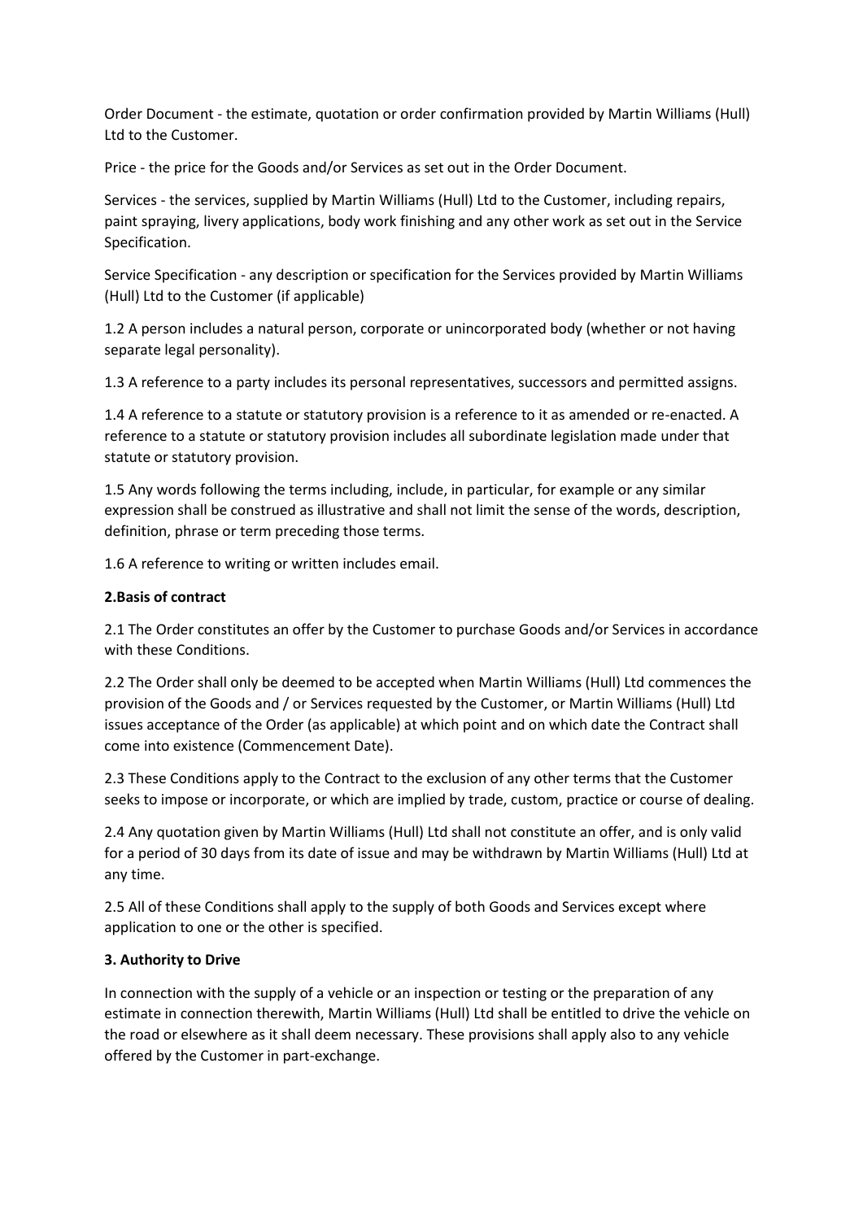Order Document - the estimate, quotation or order confirmation provided by Martin Williams (Hull) Ltd to the Customer.

Price - the price for the Goods and/or Services as set out in the Order Document.

Services - the services, supplied by Martin Williams (Hull) Ltd to the Customer, including repairs, paint spraying, livery applications, body work finishing and any other work as set out in the Service Specification.

Service Specification - any description or specification for the Services provided by Martin Williams (Hull) Ltd to the Customer (if applicable)

1.2 A person includes a natural person, corporate or unincorporated body (whether or not having separate legal personality).

1.3 A reference to a party includes its personal representatives, successors and permitted assigns.

1.4 A reference to a statute or statutory provision is a reference to it as amended or re-enacted. A reference to a statute or statutory provision includes all subordinate legislation made under that statute or statutory provision.

1.5 Any words following the terms including, include, in particular, for example or any similar expression shall be construed as illustrative and shall not limit the sense of the words, description, definition, phrase or term preceding those terms.

1.6 A reference to writing or written includes email.

**2.Basis of contract**

2.1 The Order constitutes an offer by the Customer to purchase Goods and/or Services in accordance with these Conditions.

2.2 The Order shall only be deemed to be accepted when Martin Williams (Hull) Ltd commences the provision of the Goods and / or Services requested by the Customer, or Martin Williams (Hull) Ltd issues acceptance of the Order (as applicable) at which point and on which date the Contract shall come into existence (Commencement Date).

2.3 These Conditions apply to the Contract to the exclusion of any other terms that the Customer seeks to impose or incorporate, or which are implied by trade, custom, practice or course of dealing.

2.4 Any quotation given by Martin Williams (Hull) Ltd shall not constitute an offer, and is only valid for a period of 30 days from its date of issue and may be withdrawn by Martin Williams (Hull) Ltd at any time.

2.5 All of these Conditions shall apply to the supply of both Goods and Services except where application to one or the other is specified.

**3. Authority to Drive**

In connection with the supply of a vehicle or an inspection or testing or the preparation of any estimate in connection therewith, Martin Williams (Hull) Ltd shall be entitled to drive the vehicle on the road or elsewhere as it shall deem necessary. These provisions shall apply also to any vehicle offered by the Customer in part-exchange.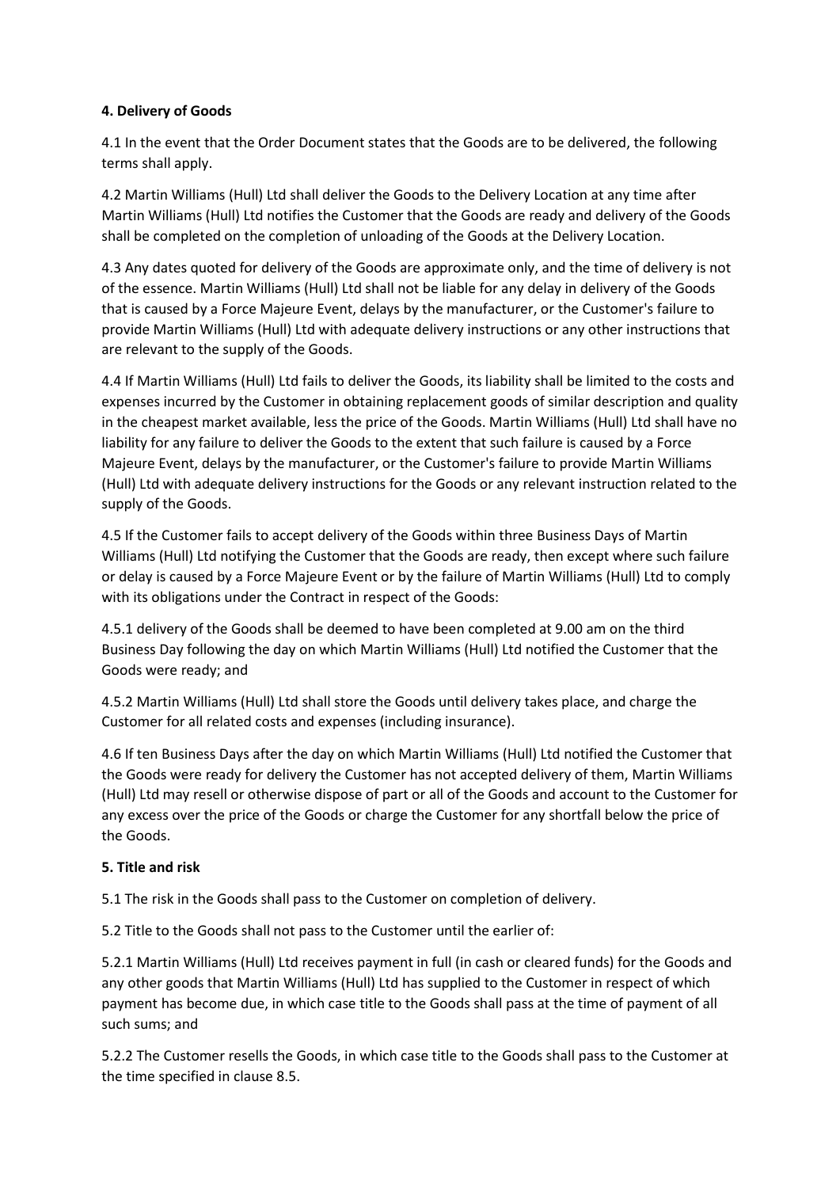**4. Delivery of Goods**

4.1 In the event that the Order Document states that the Goods are to be delivered, the following terms shall apply.

4.2 Martin Williams (Hull) Ltd shall deliver the Goods to the Delivery Location at any time after Martin Williams (Hull) Ltd notifies the Customer that the Goods are ready and delivery of the Goods shall be completed on the completion of unloading of the Goods at the Delivery Location.

4.3 Any dates quoted for delivery of the Goods are approximate only, and the time of delivery is not of the essence. Martin Williams (Hull) Ltd shall not be liable for any delay in delivery of the Goods that is caused by a Force Majeure Event, delays by the manufacturer, or the Customer's failure to provide Martin Williams (Hull) Ltd with adequate delivery instructions or any other instructions that are relevant to the supply of the Goods.

4.4 If Martin Williams (Hull) Ltd fails to deliver the Goods, its liability shall be limited to the costs and expenses incurred by the Customer in obtaining replacement goods of similar description and quality in the cheapest market available, less the price of the Goods. Martin Williams (Hull) Ltd shall have no liability for any failure to deliver the Goods to the extent that such failure is caused by a Force Majeure Event, delays by the manufacturer, or the Customer's failure to provide Martin Williams (Hull) Ltd with adequate delivery instructions for the Goods or any relevant instruction related to the supply of the Goods.

4.5 If the Customer fails to accept delivery of the Goods within three Business Days of Martin Williams (Hull) Ltd notifying the Customer that the Goods are ready, then except where such failure or delay is caused by a Force Majeure Event or by the failure of Martin Williams (Hull) Ltd to comply with its obligations under the Contract in respect of the Goods:

4.5.1 delivery of the Goods shall be deemed to have been completed at 9.00 am on the third Business Day following the day on which Martin Williams (Hull) Ltd notified the Customer that the Goods were ready; and

4.5.2 Martin Williams (Hull) Ltd shall store the Goods until delivery takes place, and charge the Customer for all related costs and expenses (including insurance).

4.6 If ten Business Days after the day on which Martin Williams (Hull) Ltd notified the Customer that the Goods were ready for delivery the Customer has not accepted delivery of them, Martin Williams (Hull) Ltd may resell or otherwise dispose of part or all of the Goods and account to the Customer for any excess over the price of the Goods or charge the Customer for any shortfall below the price of the Goods.

**5. Title and risk**

5.1 The risk in the Goods shall pass to the Customer on completion of delivery.

5.2 Title to the Goods shall not pass to the Customer until the earlier of:

5.2.1 Martin Williams (Hull) Ltd receives payment in full (in cash or cleared funds) for the Goods and any other goods that Martin Williams (Hull) Ltd has supplied to the Customer in respect of which payment has become due, in which case title to the Goods shall pass at the time of payment of all such sums; and

5.2.2 The Customer resells the Goods, in which case title to the Goods shall pass to the Customer at the time specified in clause 8.5.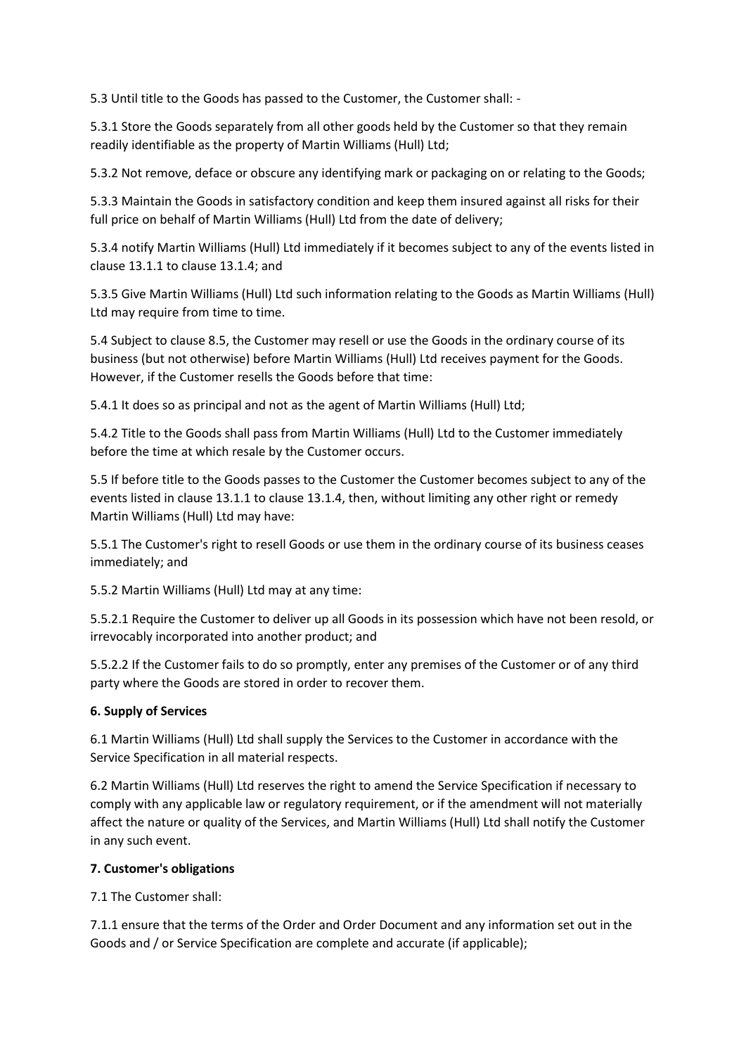5.3 Until title to the Goods has passed to the Customer, the Customer shall: -

5.3.1 Store the Goods separately from all other goods held by the Customer so that they remain readily identifiable as the property of Martin Williams (Hull) Ltd;

5.3.2 Not remove, deface or obscure any identifying mark or packaging on or relating to the Goods;

5.3.3 Maintain the Goods in satisfactory condition and keep them insured against all risks for their full price on behalf of Martin Williams (Hull) Ltd from the date of delivery;

5.3.4 notify Martin Williams (Hull) Ltd immediately if it becomes subject to any of the events listed in clause 13.1.1 to clause 13.1.4; and

5.3.5 Give Martin Williams (Hull) Ltd such information relating to the Goods as Martin Williams (Hull) Ltd may require from time to time.

5.4 Subject to clause 8.5, the Customer may resell or use the Goods in the ordinary course of its business (but not otherwise) before Martin Williams (Hull) Ltd receives payment for the Goods. However, if the Customer resells the Goods before that time:

5.4.1 It does so as principal and not as the agent of Martin Williams (Hull) Ltd;

5.4.2 Title to the Goods shall pass from Martin Williams (Hull) Ltd to the Customer immediately before the time at which resale by the Customer occurs.

5.5 If before title to the Goods passes to the Customer the Customer becomes subject to any of the events listed in clause 13.1.1 to clause 13.1.4, then, without limiting any other right or remedy Martin Williams (Hull) Ltd may have:

5.5.1 The Customer's right to resell Goods or use them in the ordinary course of its business ceases immediately; and

5.5.2 Martin Williams (Hull) Ltd may at any time:

5.5.2.1 Require the Customer to deliver up all Goods in its possession which have not been resold, or irrevocably incorporated into another product; and

5.5.2.2 If the Customer fails to do so promptly, enter any premises of the Customer or of any third party where the Goods are stored in order to recover them.

## 6. Supply of Services

6.1 Martin Williams (Hull) Ltd shall supply the Services to the Customer in accordance with the Service Specification in all material respects.

6.2 Martin Williams (Hull) Ltd reserves the right to amend the Service Specification if necessary to comply with any applicable law or regulatory requirement, or if the amendment will not materially affect the nature or quality of the Services, and Martin Williams (Hull) Ltd shall notify the Customer in any such event.

## 7. Customer's obligations

7.1 The Customer shall:

7.1.1 ensure that the terms of the Order and Order Document and any information set out in the Goods and / or Service Specification are complete and accurate (if applicable);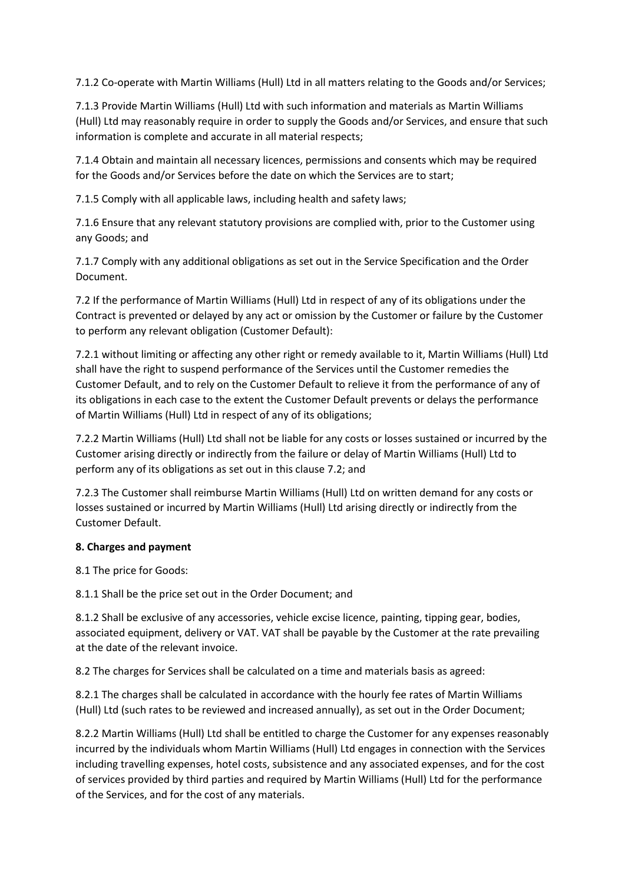7.1.2 Co-operate with Martin Williams (Hull) Ltd in all matters relating to the Goods and/or Services;

7.1.3 Provide Martin Williams (Hull) Ltd with such information and materials as Martin Williams (Hull) Ltd may reasonably require in order to supply the Goods and/or Services, and ensure that such information is complete and accurate in all material respects;

7.1.4 Obtain and maintain all necessary licences, permissions and consents which may be required for the Goods and/or Services before the date on which the Services are to start;

7.1.5 Comply with all applicable laws, including health and safety laws;

7.1.6 Ensure that any relevant statutory provisions are complied with, prior to the Customer using any Goods; and

7.1.7 Comply with any additional obligations as set out in the Service Specification and the Order Document.

7.2 If the performance of Martin Williams (Hull) Ltd in respect of any of its obligations under the Contract is prevented or delayed by any act or omission by the Customer or failure by the Customer to perform any relevant obligation (Customer Default):

7.2.1 without limiting or affecting any other right or remedy available to it, Martin Williams (Hull) Ltd shall have the right to suspend performance of the Services until the Customer remedies the Customer Default, and to rely on the Customer Default to relieve it from the performance of any of its obligations in each case to the extent the Customer Default prevents or delays the performance of Martin Williams (Hull) Ltd in respect of any of its obligations;

7.2.2 Martin Williams (Hull) Ltd shall not be liable for any costs or losses sustained or incurred by the Customer arising directly or indirectly from the failure or delay of Martin Williams (Hull) Ltd to perform any of its obligations as set out in this clause 7.2; and

7.2.3 The Customer shall reimburse Martin Williams (Hull) Ltd on written demand for any costs or losses sustained or incurred by Martin Williams (Hull) Ltd arising directly or indirectly from the Customer Default.

**8. Charges and payment**

8.1 The price for Goods:

8.1.1 Shall be the price set out in the Order Document; and

8.1.2 Shall be exclusive of any accessories, vehicle excise licence, painting, tipping gear, bodies, associated equipment, delivery or VAT. VAT shall be payable by the Customer at the rate prevailing at the date of the relevant invoice.

8.2 The charges for Services shall be calculated on a time and materials basis as agreed:

8.2.1 The charges shall be calculated in accordance with the hourly fee rates of Martin Williams (Hull) Ltd (such rates to be reviewed and increased annually), as set out in the Order Document;

8.2.2 Martin Williams (Hull) Ltd shall be entitled to charge the Customer for any expenses reasonably incurred by the individuals whom Martin Williams (Hull) Ltd engages in connection with the Services including travelling expenses, hotel costs, subsistence and any associated expenses, and for the cost of services provided by third parties and required by Martin Williams (Hull) Ltd for the performance of the Services, and for the cost of any materials.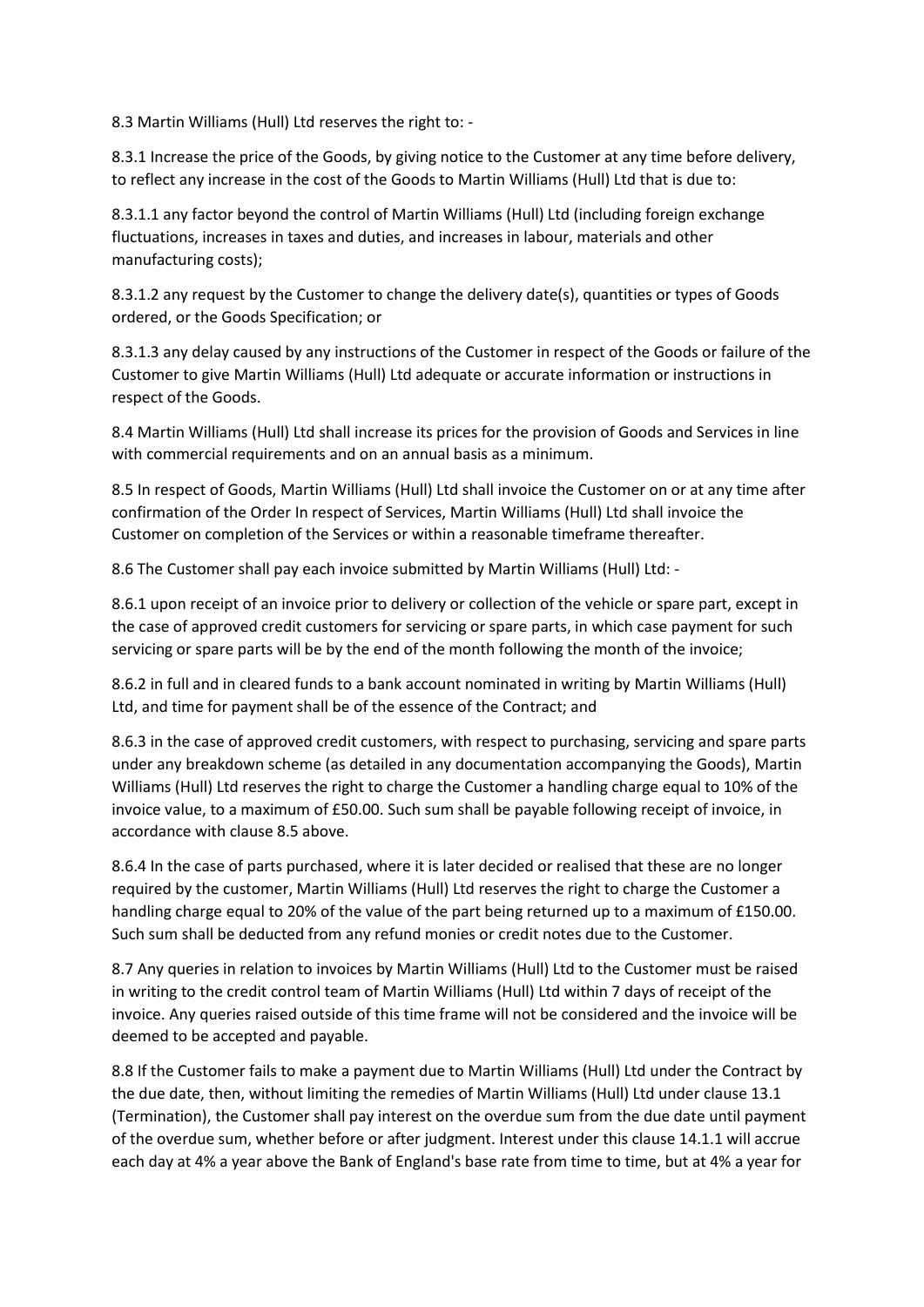8.3 Martin Williams (Hull) Ltd reserves the right to: -

8.3.1 Increase the price of the Goods, by giving notice to the Customer at any time before delivery, to reflect any increase in the cost of the Goods to Martin Williams (Hull) Ltd that is due to:

8.3.1.1 any factor beyond the control of Martin Williams (Hull) Ltd (including foreign exchange fluctuations, increases in taxes and duties, and increases in labour, materials and other manufacturing costs);

8.3.1.2 any request by the Customer to change the delivery date(s), quantities or types of Goods ordered, or the Goods Specification; or

8.3.1.3 any delay caused by any instructions of the Customer in respect of the Goods or failure of the Customer to give Martin Williams (Hull) Ltd adequate or accurate information or instructions in respect of the Goods.

8.4 Martin Williams (Hull) Ltd shall increase its prices for the provision of Goods and Services in line with commercial requirements and on an annual basis as a minimum.

8.5 In respect of Goods, Martin Williams (Hull) Ltd shall invoice the Customer on or at any time after confirmation of the Order In respect of Services, Martin Williams (Hull) Ltd shall invoice the Customer on completion of the Services or within a reasonable timeframe thereafter.

8.6 The Customer shall pay each invoice submitted by Martin Williams (Hull) Ltd: -

8.6.1 upon receipt of an invoice prior to delivery or collection of the vehicle or spare part, except in the case of approved credit customers for servicing or spare parts, in which case payment for such servicing or spare parts will be by the end of the month following the month of the invoice;

8.6.2 in full and in cleared funds to a bank account nominated in writing by Martin Williams (Hull) Ltd, and time for payment shall be of the essence of the Contract; and

8.6.3 in the case of approved credit customers, with respect to purchasing, servicing and spare parts under any breakdown scheme (as detailed in any documentation accompanying the Goods), Martin Williams (Hull) Ltd reserves the right to charge the Customer a handling charge equal to 10% of the invoice value, to a maximum of £50.00. Such sum shall be payable following receipt of invoice, in accordance with clause 8.5 above.

8.6.4 In the case of parts purchased, where it is later decided or realised that these are no longer required by the customer, Martin Williams (Hull) Ltd reserves the right to charge the Customer a handling charge equal to 20% of the value of the part being returned up to a maximum of £150.00. Such sum shall be deducted from any refund monies or credit notes due to the Customer.

8.7 Any queries in relation to invoices by Martin Williams (Hull) Ltd to the Customer must be raised in writing to the credit control team of Martin Williams (Hull) Ltd within 7 days of receipt of the invoice. Any queries raised outside of this time frame will not be considered and the invoice will be deemed to be accepted and payable.

8.8 If the Customer fails to make a payment due to Martin Williams (Hull) Ltd under the Contract by the due date, then, without limiting the remedies of Martin Williams (Hull) Ltd under clause 13.1 (Termination), the Customer shall pay interest on the overdue sum from the due date until payment of the overdue sum, whether before or after judgment. Interest under this clause 14.1.1 will accrue each day at 4% a year above the Bank of England's base rate from time to time, but at 4% a year for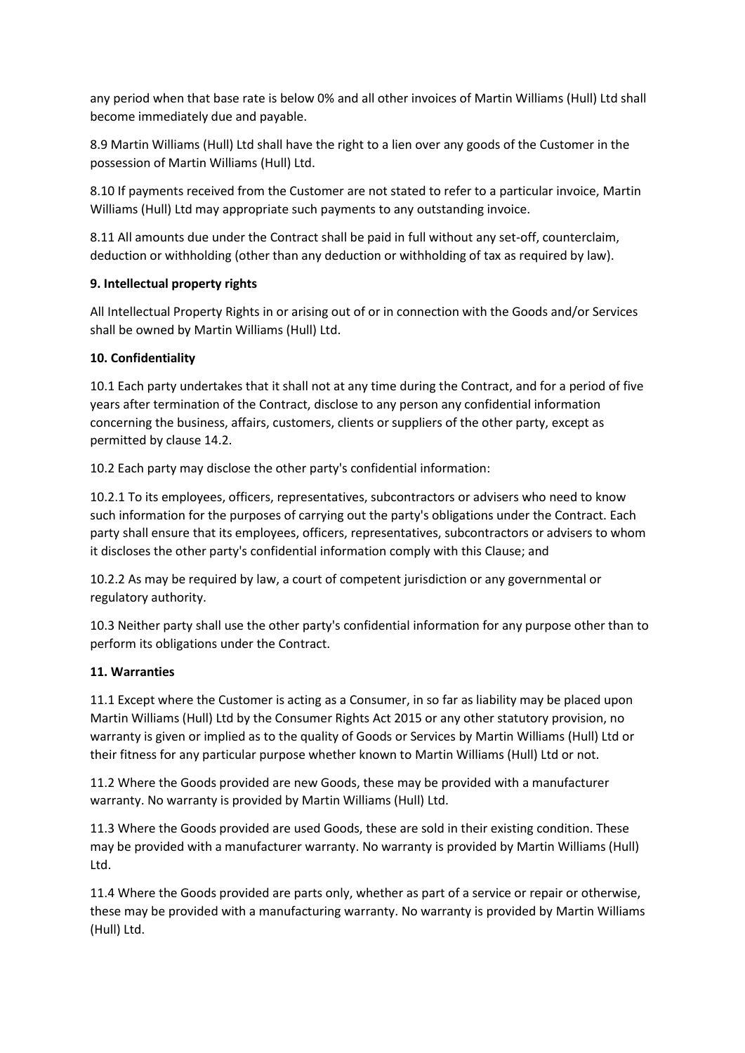any period when that base rate is below 0% and all other invoices of Martin Williams (Hull) Ltd shall become immediately due and payable.

8.9 Martin Williams (Hull) Ltd shall have the right to a lien over any goods of the Customer in the possession of Martin Williams (Hull) Ltd.

8.10 If payments received from the Customer are not stated to refer to a particular invoice, Martin Williams (Hull) Ltd may appropriate such payments to any outstanding invoice.

8.11 All amounts due under the Contract shall be paid in full without any set-off, counterclaim, deduction or withholding (other than any deduction or withholding of tax as required by law).

**9. Intellectual property rights**

All Intellectual Property Rights in or arising out of or in connection with the Goods and/or Services shall be owned by Martin Williams (Hull) Ltd.

**10. Confidentiality**

10.1 Each party undertakes that it shall not at any time during the Contract, and for a period of five years after termination of the Contract, disclose to any person any confidential information concerning the business, affairs, customers, clients or suppliers of the other party, except as permitted by clause 14.2.

10.2 Each party may disclose the other party's confidential information:

10.2.1 To its employees, officers, representatives, subcontractors or advisers who need to know such information for the purposes of carrying out the party's obligations under the Contract. Each party shall ensure that its employees, officers, representatives, subcontractors or advisers to whom it discloses the other party's confidential information comply with this Clause; and

10.2.2 As may be required by law, a court of competent jurisdiction or any governmental or regulatory authority.

10.3 Neither party shall use the other party's confidential information for any purpose other than to perform its obligations under the Contract.

**11. Warranties**

11.1 Except where the Customer is acting as a Consumer, in so far as liability may be placed upon Martin Williams (Hull) Ltd by the Consumer Rights Act 2015 or any other statutory provision, no warranty is given or implied as to the quality of Goods or Services by Martin Williams (Hull) Ltd or their fitness for any particular purpose whether known to Martin Williams (Hull) Ltd or not.

11.2 Where the Goods provided are new Goods, these may be provided with a manufacturer warranty. No warranty is provided by Martin Williams (Hull) Ltd.

11.3 Where the Goods provided are used Goods, these are sold in their existing condition. These may be provided with a manufacturer warranty. No warranty is provided by Martin Williams (Hull) Ltd.

11.4 Where the Goods provided are parts only, whether as part of a service or repair or otherwise, these may be provided with a manufacturing warranty. No warranty is provided by Martin Williams (Hull) Ltd.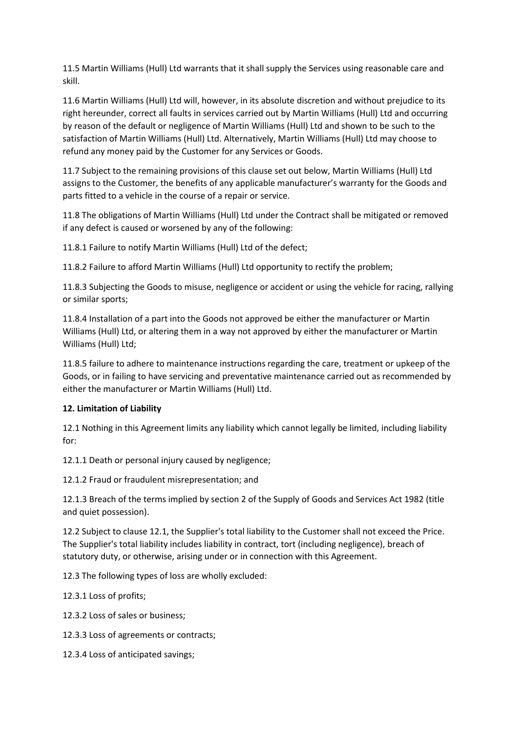11.5 Martin Williams (Hull) Ltd warrants that it shall supply the Services using reasonable care and skill.

11.6 Martin Williams (Hull) Ltd will, however, in its absolute discretion and without prejudice to its right hereunder, correct all faults in services carried out by Martin Williams (Hull) Ltd and occurring by reason of the default or negligence of Martin Williams (Hull) Ltd and shown to be such to the satisfaction of Martin Williams (Hull) Ltd. Alternatively, Martin Williams (Hull) Ltd may choose to refund any money paid by the Customer for any Services or Goods.

11.7 Subject to the remaining provisions of this clause set out below, Martin Williams (Hull) Ltd assigns to the Customer, the benefits of any applicable manufacturer's warranty for the Goods and parts fitted to a vehicle in the course of a repair or service.

11.8 The obligations of Martin Williams (Hull) Ltd under the Contract shall be mitigated or removed if any defect is caused or worsened by any of the following:

11.8.1 Failure to notify Martin Williams (Hull) Ltd of the defect;

11.8.2 Failure to afford Martin Williams (Hull) Ltd opportunity to rectify the problem;

11.8.3 Subjecting the Goods to misuse, negligence or accident or using the vehicle for racing, rallying or similar sports;

11.8.4 Installation of a part into the Goods not approved be either the manufacturer or Martin Williams (Hull) Ltd, or altering them in a way not approved by either the manufacturer or Martin Williams (Hull) Ltd;

11.8.5 failure to adhere to maintenance instructions regarding the care, treatment or upkeep of the Goods, or in failing to have servicing and preventative maintenance carried out as recommended by either the manufacturer or Martin Williams (Hull) Ltd.

**12. Limitation of Liability**

12.1 Nothing in this Agreement limits any liability which cannot legally be limited, including liability for:

12.1.1 Death or personal injury caused by negligence;

12.1.2 Fraud or fraudulent misrepresentation; and

12.1.3 Breach of the terms implied by section 2 of the Supply of Goods and Services Act 1982 (title and quiet possession).

12.2 Subject to clause 12.1, the Supplier's total liability to the Customer shall not exceed the Price. The Supplier's total liability includes liability in contract, tort (including negligence), breach of statutory duty, or otherwise, arising under or in connection with this Agreement.

12.3 The following types of loss are wholly excluded:

12.3.1 Loss of profits;

12.3.2 Loss of sales or business;

12.3.3 Loss of agreements or contracts;

12.3.4 Loss of anticipated savings;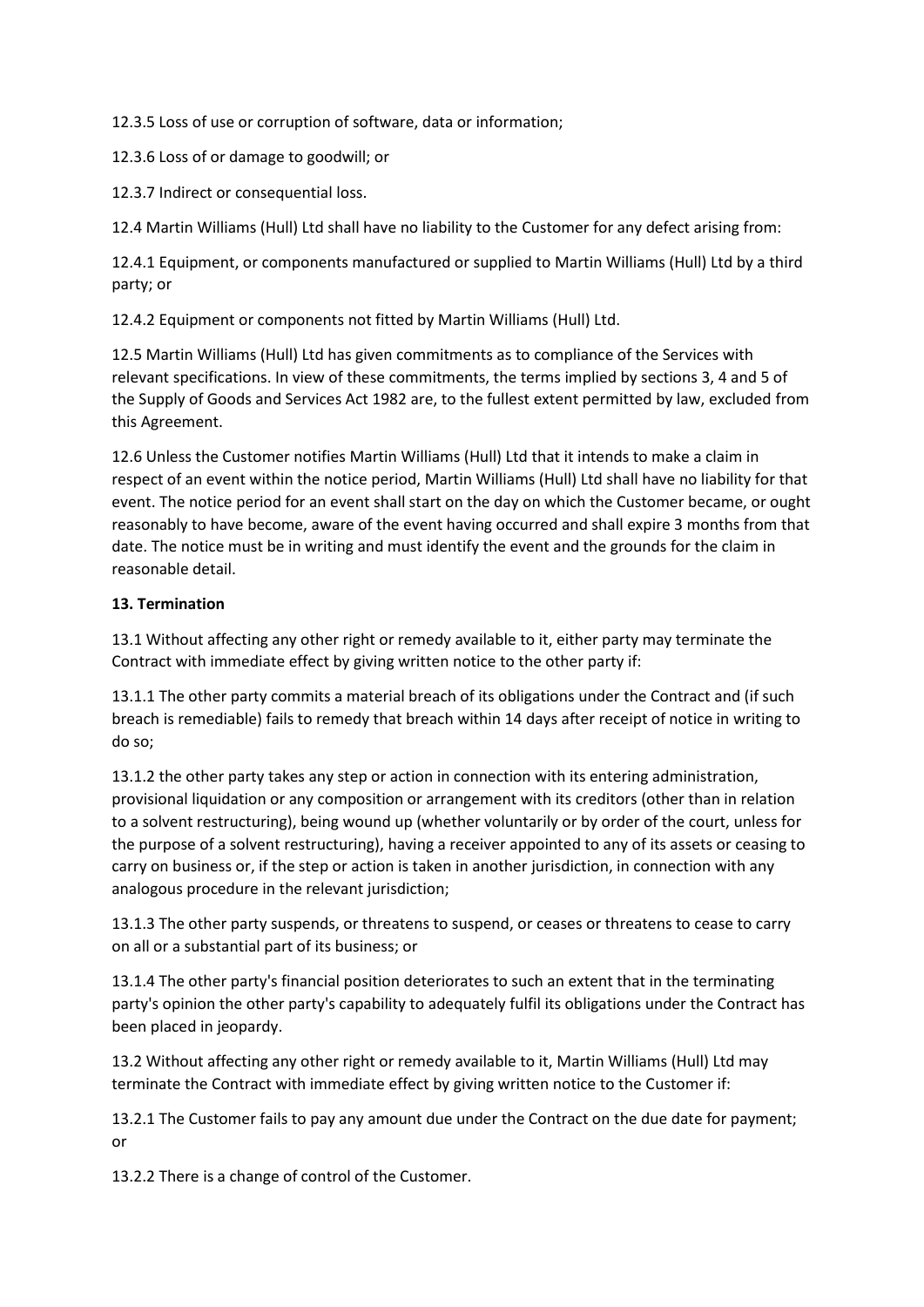12.3.5 Loss of use or corruption of software, data or information;

12.3.6 Loss of or damage to goodwill; or

12.3.7 Indirect or consequential loss.

12.4 Martin Williams (Hull) Ltd shall have no liability to the Customer for any defect arising from:

12.4.1 Equipment, or components manufactured or supplied to Martin Williams (Hull) Ltd by a third party; or

12.4.2 Equipment or components not fitted by Martin Williams (Hull) Ltd.

12.5 Martin Williams (Hull) Ltd has given commitments as to compliance of the Services with relevant specifications. In view of these commitments, the terms implied by sections 3, 4 and 5 of the Supply of Goods and Services Act 1982 are, to the fullest extent permitted by law, excluded from this Agreement.

12.6 Unless the Customer notifies Martin Williams (Hull) Ltd that it intends to make a claim in respect of an event within the notice period, Martin Williams (Hull) Ltd shall have no liability for that event. The notice period for an event shall start on the day on which the Customer became, or ought reasonably to have become, aware of the event having occurred and shall expire 3 months from that date. The notice must be in writing and must identify the event and the grounds for the claim in reasonable detail.

**13. Termination**

13.1 Without affecting any other right or remedy available to it, either party may terminate the Contract with immediate effect by giving written notice to the other party if:

13.1.1 The other party commits a material breach of its obligations under the Contract and (if such breach is remediable) fails to remedy that breach within 14 days after receipt of notice in writing to do so;

13.1.2 the other party takes any step or action in connection with its entering administration, provisional liquidation or any composition or arrangement with its creditors (other than in relation to a solvent restructuring), being wound up (whether voluntarily or by order of the court, unless for the purpose of a solvent restructuring), having a receiver appointed to any of its assets or ceasing to carry on business or, if the step or action is taken in another jurisdiction, in connection with any analogous procedure in the relevant jurisdiction;

13.1.3 The other party suspends, or threatens to suspend, or ceases or threatens to cease to carry on all or a substantial part of its business; or

13.1.4 The other party's financial position deteriorates to such an extent that in the terminating party's opinion the other party's capability to adequately fulfil its obligations under the Contract has been placed in jeopardy.

13.2 Without affecting any other right or remedy available to it, Martin Williams (Hull) Ltd may terminate the Contract with immediate effect by giving written notice to the Customer if:

13.2.1 The Customer fails to pay any amount due under the Contract on the due date for payment; or

13.2.2 There is a change of control of the Customer.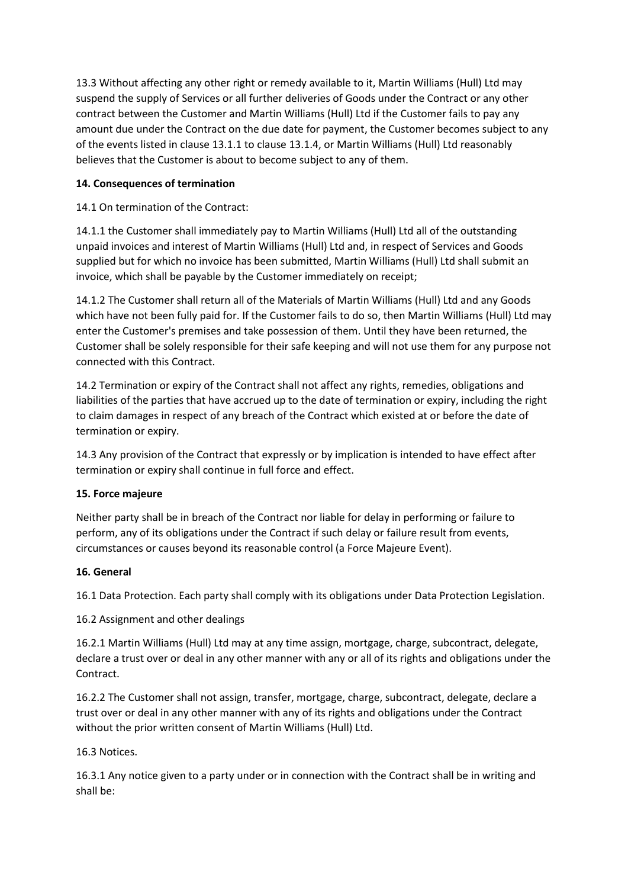13.3 Without affecting any other right or remedy available to it, Martin Williams (Hull) Ltd may suspend the supply of Services or all further deliveries of Goods under the Contract or any other contract between the Customer and Martin Williams (Hull) Ltd if the Customer fails to pay any amount due under the Contract on the due date for payment, the Customer becomes subject to any of the events listed in clause 13.1.1 to clause 13.1.4, or Martin Williams (Hull) Ltd reasonably believes that the Customer is about to become subject to any of them.

**14. Consequences of termination**

14.1 On termination of the Contract:

14.1.1 the Customer shall immediately pay to Martin Williams (Hull) Ltd all of the outstanding unpaid invoices and interest of Martin Williams (Hull) Ltd and, in respect of Services and Goods supplied but for which no invoice has been submitted, Martin Williams (Hull) Ltd shall submit an invoice, which shall be payable by the Customer immediately on receipt;

14.1.2 The Customer shall return all of the Materials of Martin Williams (Hull) Ltd and any Goods which have not been fully paid for. If the Customer fails to do so, then Martin Williams (Hull) Ltd may enter the Customer's premises and take possession of them. Until they have been returned, the Customer shall be solely responsible for their safe keeping and will not use them for any purpose not connected with this Contract.

14.2 Termination or expiry of the Contract shall not affect any rights, remedies, obligations and liabilities of the parties that have accrued up to the date of termination or expiry, including the right to claim damages in respect of any breach of the Contract which existed at or before the date of termination or expiry.

14.3 Any provision of the Contract that expressly or by implication is intended to have effect after termination or expiry shall continue in full force and effect.

**15. Force majeure**

Neither party shall be in breach of the Contract nor liable for delay in performing or failure to perform, any of its obligations under the Contract if such delay or failure result from events, circumstances or causes beyond its reasonable control (a Force Majeure Event).

**16. General**

16.1 Data Protection. Each party shall comply with its obligations under Data Protection Legislation.

16.2 Assignment and other dealings

16.2.1 Martin Williams (Hull) Ltd may at any time assign, mortgage, charge, subcontract, delegate, declare a trust over or deal in any other manner with any or all of its rights and obligations under the Contract.

16.2.2 The Customer shall not assign, transfer, mortgage, charge, subcontract, delegate, declare a trust over or deal in any other manner with any of its rights and obligations under the Contract without the prior written consent of Martin Williams (Hull) Ltd.

16.3 Notices.

16.3.1 Any notice given to a party under or in connection with the Contract shall be in writing and shall be: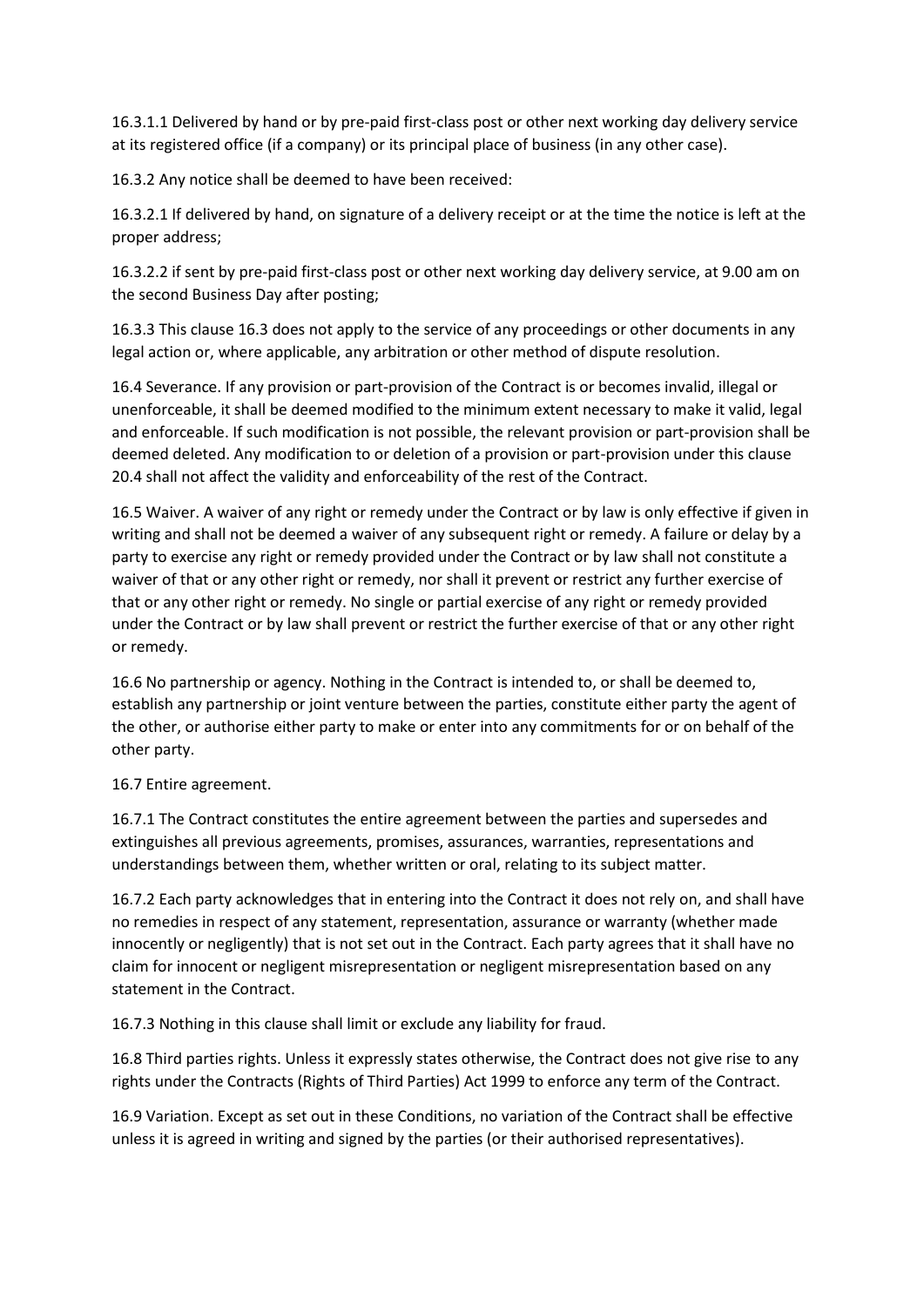16.3.1.1 Delivered by hand or by pre-paid first-class post or other next working day delivery service at its registered office (if a company) or its principal place of business (in any other case).

16.3.2 Any notice shall be deemed to have been received:

16.3.2.1 If delivered by hand, on signature of a delivery receipt or at the time the notice is left at the proper address;

16.3.2.2 if sent by pre-paid first-class post or other next working day delivery service, at 9.00 am on the second Business Day after posting;

16.3.3 This clause 16.3 does not apply to the service of any proceedings or other documents in any legal action or, where applicable, any arbitration or other method of dispute resolution.

16.4 Severance. If any provision or part-provision of the Contract is or becomes invalid, illegal or unenforceable, it shall be deemed modified to the minimum extent necessary to make it valid, legal and enforceable. If such modification is not possible, the relevant provision or part-provision shall be deemed deleted. Any modification to or deletion of a provision or part-provision under this clause 20.4 shall not affect the validity and enforceability of the rest of the Contract.

16.5 Waiver. A waiver of any right or remedy under the Contract or by law is only effective if given in writing and shall not be deemed a waiver of any subsequent right or remedy. A failure or delay by a party to exercise any right or remedy provided under the Contract or by law shall not constitute a waiver of that or any other right or remedy, nor shall it prevent or restrict any further exercise of that or any other right or remedy. No single or partial exercise of any right or remedy provided under the Contract or by law shall prevent or restrict the further exercise of that or any other right or remedy.

16.6 No partnership or agency. Nothing in the Contract is intended to, or shall be deemed to, establish any partnership or joint venture between the parties, constitute either party the agent of the other, or authorise either party to make or enter into any commitments for or on behalf of the other party.

16.7 Entire agreement.

16.7.1 The Contract constitutes the entire agreement between the parties and supersedes and extinguishes all previous agreements, promises, assurances, warranties, representations and understandings between them, whether written or oral, relating to its subject matter.

16.7.2 Each party acknowledges that in entering into the Contract it does not rely on, and shall have no remedies in respect of any statement, representation, assurance or warranty (whether made innocently or negligently) that is not set out in the Contract. Each party agrees that it shall have no claim for innocent or negligent misrepresentation or negligent misrepresentation based on any statement in the Contract.

16.7.3 Nothing in this clause shall limit or exclude any liability for fraud.

16.8 Third parties rights. Unless it expressly states otherwise, the Contract does not give rise to any rights under the Contracts (Rights of Third Parties) Act 1999 to enforce any term of the Contract.

16.9 Variation. Except as set out in these Conditions, no variation of the Contract shall be effective unless it is agreed in writing and signed by the parties (or their authorised representatives).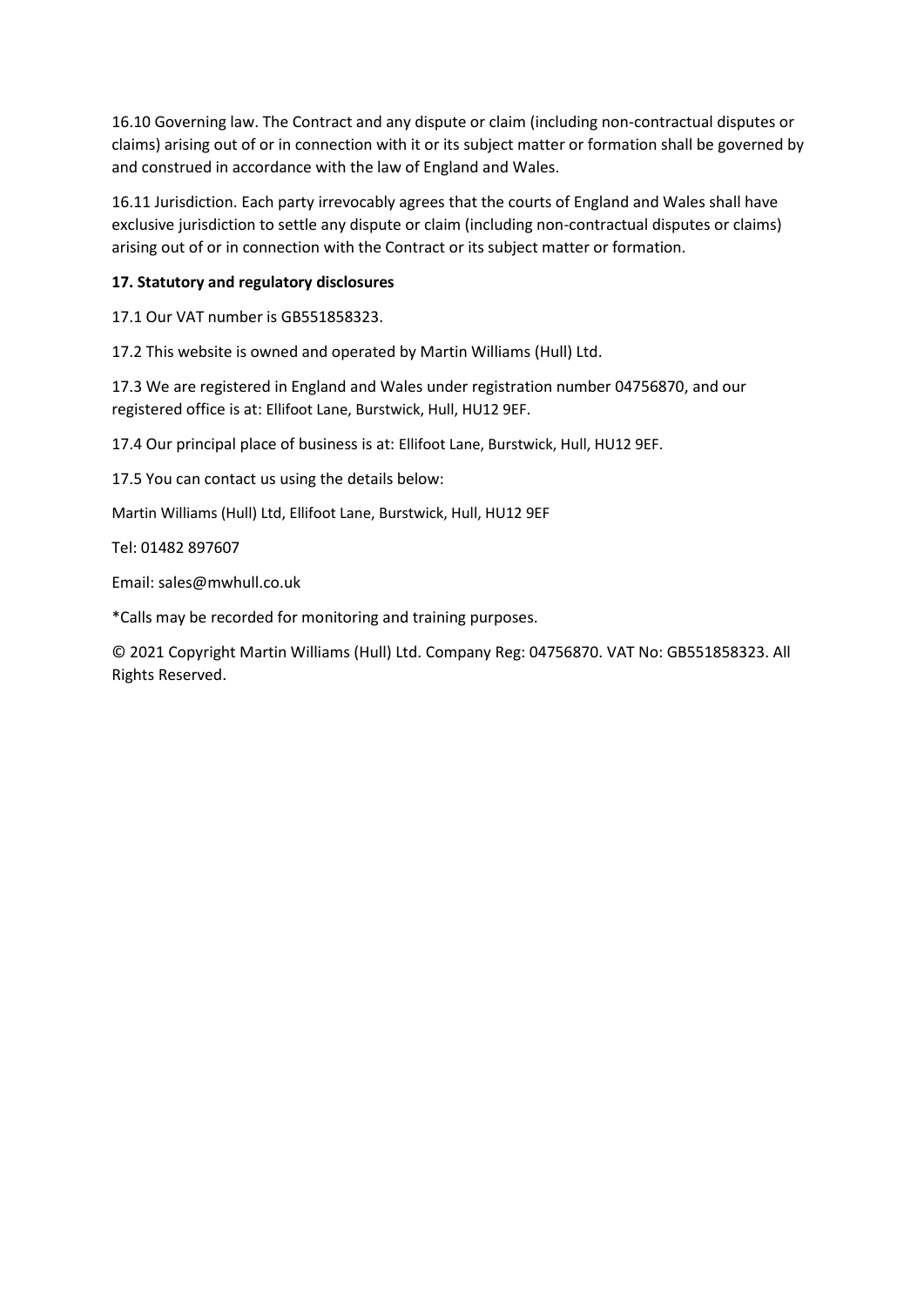16.10 Governing law. The Contract and any dispute or claim (including non-contractual disputes or claims) arising out of or in connection with it or its subject matter or formation shall be governed by and construed in accordance with the law of England and Wales.

16.11 Jurisdiction. Each party irrevocably agrees that the courts of England and Wales shall have exclusive jurisdiction to settle any dispute or claim (including non-contractual disputes or claims) arising out of or in connection with the Contract or its subject matter or formation.

**17. Statutory and regulatory disclosures**

17.1 Our VAT number is GB551858323.

17.2 This website is owned and operated by Martin Williams (Hull) Ltd.

17.3 We are registered in England and Wales under registration number 04756870, and our registered office is at: Ellifoot Lane, Burstwick, Hull, HU12 9EF.

17.4 Our principal place of business is at: Ellifoot Lane, Burstwick, Hull, HU12 9EF.

17.5 You can contact us using the details below:

Martin Williams (Hull) Ltd, Ellifoot Lane, Burstwick, Hull, HU12 9EF

Tel: 01482 897607

Email: sales@mwhull.co.uk

*Calls may be recorded for monitoring and training purposes.

© 2021 Copyright Martin Williams (Hull) Ltd. Company Reg: 04756870. VAT No: GB551858323. All Rights Reserved.